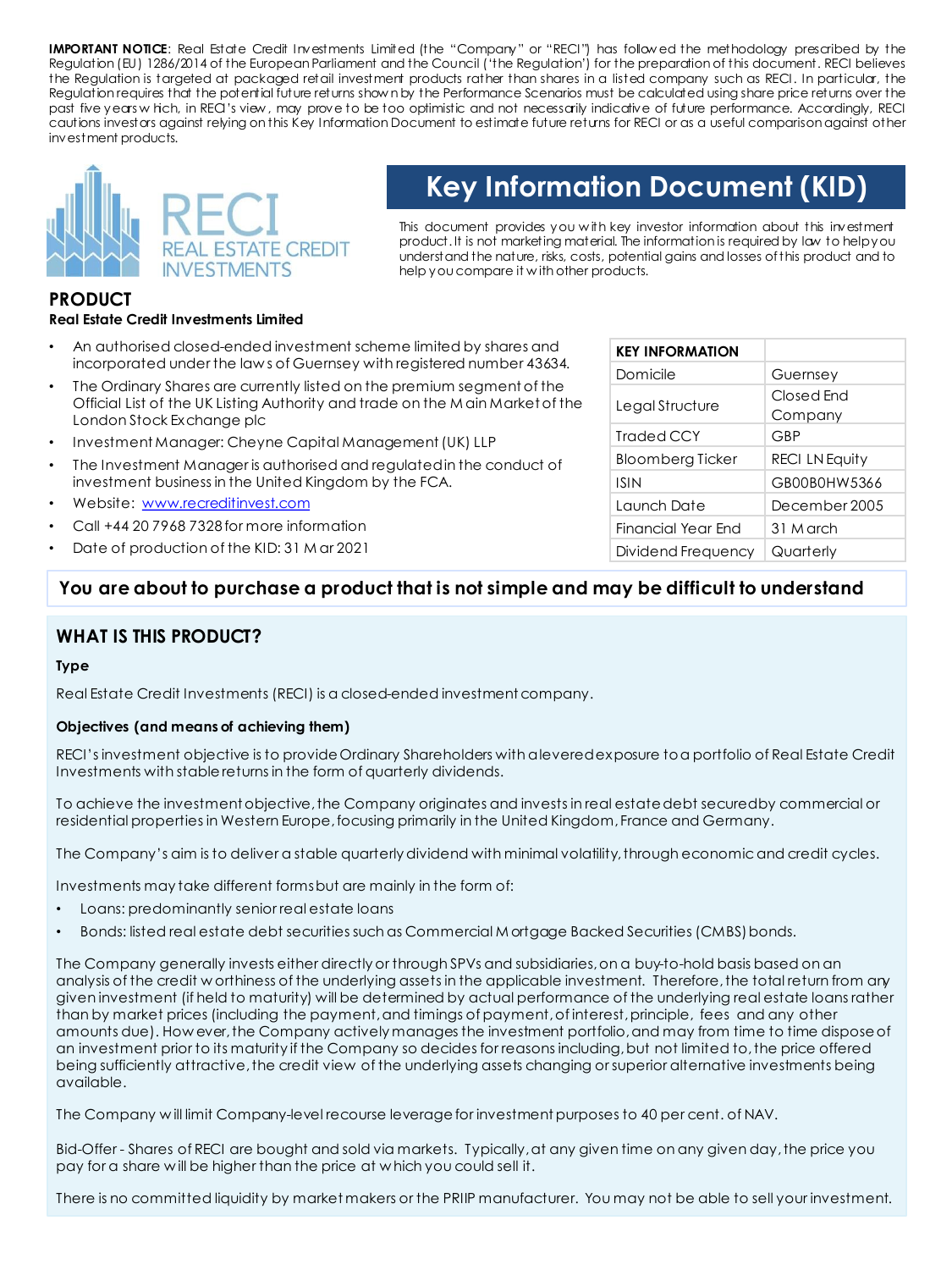**IMPORTANT NOTICE**: Real Estate Credit Investments Limited (the "Company" or "RECI") has followed the methodology prescribed by the Regulation (EU) 1286/2014 of the European Parliament and the Council ('the Regulation') for the preparation of this document. RECI believes the Regulation is targeted at packaged retail investment products rather than shares in a listed company such as RECI. In particular, the Regulation requires that the potential future returns shown by the Performance Scenarios must be calculated using share price returns over the past five years which, in RECI's view, may prove to be too optimistic and not necessarily indicative of future performance. Accordingly, RECI cautions investors against relying on this Key Information Document to estimate future returns for RECI or as a useful comparison against other investment products.

RECI REAL ESTATE CREDIT INVESTMENTS

# Key Information Document (KID)

This document provides you with key investor information about this investment product. It is not marketing material. The information is required by law to help you understand the nature, risks, costs, potential gains and losses of this product and to help you compare it with other products.

## PRODUCT

**Real Estate Credit Investments Limited**

- An authorised closed-ended investment scheme limited by shares and incorporated under the laws of Guernsey with registered number 43634.
- The Ordinary Shares are currently listed on the premium segment of the Official List of the UK Listing Authority and trade on the Main Market of the London Stock Exchange plc
- Investment Manager: Cheyne Capital Management (UK) LLP
- The Investment Manager is authorised and regulated in the conduct of investment business in the United Kingdom by the FCA.
- Website: www.recreditinvest.com
- Call +44 20 7968 7328 for more information
- Date of production of the KID: 31 Mar 2021

| KEY INFORMATION | |
|---|---|
| Domicile | Guernsey |
| Legal Structure | Closed End Company |
| Traded CCY | GBP |
| Bloomberg Ticker | RECI LN Equity |
| ISIN | GB00B0HW5366 |
| Launch Date | December 2005 |
| Financial Year End | 31 March |
| Dividend Frequency | Quarterly |

**You are about to purchase a product that is not simple and may be difficult to understand**

## WHAT IS THIS PRODUCT?

### Type

Real Estate Credit Investments (RECI) is a closed-ended investment company.

### Objectives (and means of achieving them)

RECI's investment objective is to provide Ordinary Shareholders with a levered exposure to a portfolio of Real Estate Credit Investments with stable returns in the form of quarterly dividends.

To achieve the investment objective, the Company originates and invests in real estate debt secured by commercial or residential properties in Western Europe, focusing primarily in the United Kingdom, France and Germany.

The Company's aim is to deliver a stable quarterly dividend with minimal volatility, through economic and credit cycles.

Investments may take different forms but are mainly in the form of:

- Loans: predominantly senior real estate loans
- Bonds: listed real estate debt securities such as Commercial Mortgage Backed Securities (CMBS) bonds.

The Company generally invests either directly or through SPVs and subsidiaries, on a buy-to-hold basis based on an analysis of the credit worthiness of the underlying assets in the applicable investment. Therefore, the total return from any given investment (if held to maturity) will be determined by actual performance of the underlying real estate loans rather than by market prices (including the payment, and timings of payment, of interest, principle, fees and any other amounts due). However, the Company actively manages the investment portfolio, and may from time to time dispose of an investment prior to its maturity if the Company so decides for reasons including, but not limited to, the price offered being sufficiently attractive, the credit view of the underlying assets changing or superior alternative investments being available.

The Company will limit Company-level recourse leverage for investment purposes to 40 per cent. of NAV.

Bid-Offer - Shares of RECI are bought and sold via markets. Typically, at any given time on any given day, the price you pay for a share will be higher than the price at which you could sell it.

There is no committed liquidity by market makers or the PRIIP manufacturer. You may not be able to sell your investment.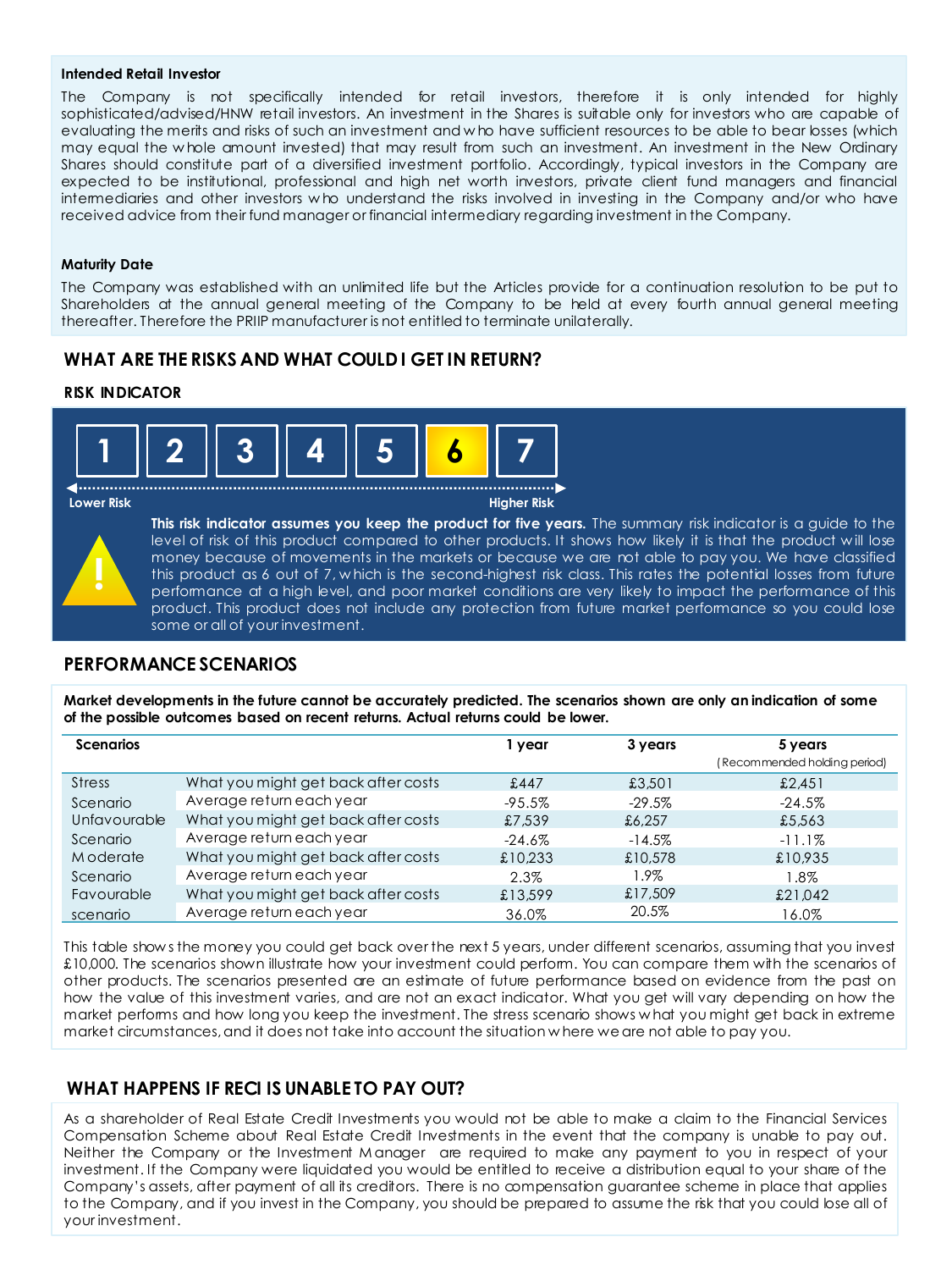**Intended Retail Investor**

The Company is not specifically intended for retail investors, therefore it is only intended for highly sophisticated/advised/HNW retail investors. An investment in the Shares is suitable only for investors who are capable of evaluating the merits and risks of such an investment and who have sufficient resources to be able to bear losses (which may equal the whole amount invested) that may result from such an investment. An investment in the New Ordinary Shares should constitute part of a diversified investment portfolio. Accordingly, typical investors in the Company are expected to be institutional, professional and high net worth investors, private client fund managers and financial intermediaries and other investors who understand the risks involved in investing in the Company and/or who have received advice from their fund manager or financial intermediary regarding investment in the Company.

**Maturity Date**

The Company was established with an unlimited life but the Articles provide for a continuation resolution to be put to Shareholders at the annual general meeting of the Company to be held at every fourth annual general meeting thereafter. Therefore the PRIIP manufacturer is not entitled to terminate unilaterally.

## WHAT ARE THE RISKS AND WHAT COULD I GET IN RETURN?

### RISK INDICATOR

1 | 2 | 3 | 4 | 5 | **6** | 7

Lower Risk — Higher Risk

**This risk indicator assumes you keep the product for five years.** The summary risk indicator is a guide to the level of risk of this product compared to other products. It shows how likely it is that the product will lose money because of movements in the markets or because we are not able to pay you. We have classified this product as 6 out of 7, which is the second-highest risk class. This rates the potential losses from future performance at a high level, and poor market conditions are very likely to impact the performance of this product. This product does not include any protection from future market performance so you could lose some or all of your investment.

## PERFORMANCE SCENARIOS

**Market developments in the future cannot be accurately predicted. The scenarios shown are only an indication of some of the possible outcomes based on recent returns. Actual returns could be lower.**

| Scenarios | | 1 year | 3 years | 5 years (Recommended holding period) |
|---|---|---|---|---|
| Stress Scenario | What you might get back after costs | £447 | £3,501 | £2,451 |
| | Average return each year | -95.5% | -29.5% | -24.5% |
| Unfavourable Scenario | What you might get back after costs | £7,539 | £6,257 | £5,563 |
| | Average return each year | -24.6% | -14.5% | -11.1% |
| Moderate Scenario | What you might get back after costs | £10,233 | £10,578 | £10,935 |
| | Average return each year | 2.3% | 1.9% | 1.8% |
| Favourable scenario | What you might get back after costs | £13,599 | £17,509 | £21,042 |
| | Average return each year | 36.0% | 20.5% | 16.0% |

This table shows the money you could get back over the next 5 years, under different scenarios, assuming that you invest £10,000. The scenarios shown illustrate how your investment could perform. You can compare them with the scenarios of other products. The scenarios presented are an estimate of future performance based on evidence from the past on how the value of this investment varies, and are not an exact indicator. What you get will vary depending on how the market performs and how long you keep the investment. The stress scenario shows what you might get back in extreme market circumstances, and it does not take into account the situation where we are not able to pay you.

## WHAT HAPPENS IF RECI IS UNABLE TO PAY OUT?

As a shareholder of Real Estate Credit Investments you would not be able to make a claim to the Financial Services Compensation Scheme about Real Estate Credit Investments in the event that the company is unable to pay out. Neither the Company or the Investment Manager are required to make any payment to you in respect of your investment. If the Company were liquidated you would be entitled to receive a distribution equal to your share of the Company's assets, after payment of all its creditors. There is no compensation guarantee scheme in place that applies to the Company, and if you invest in the Company, you should be prepared to assume the risk that you could lose all of your investment.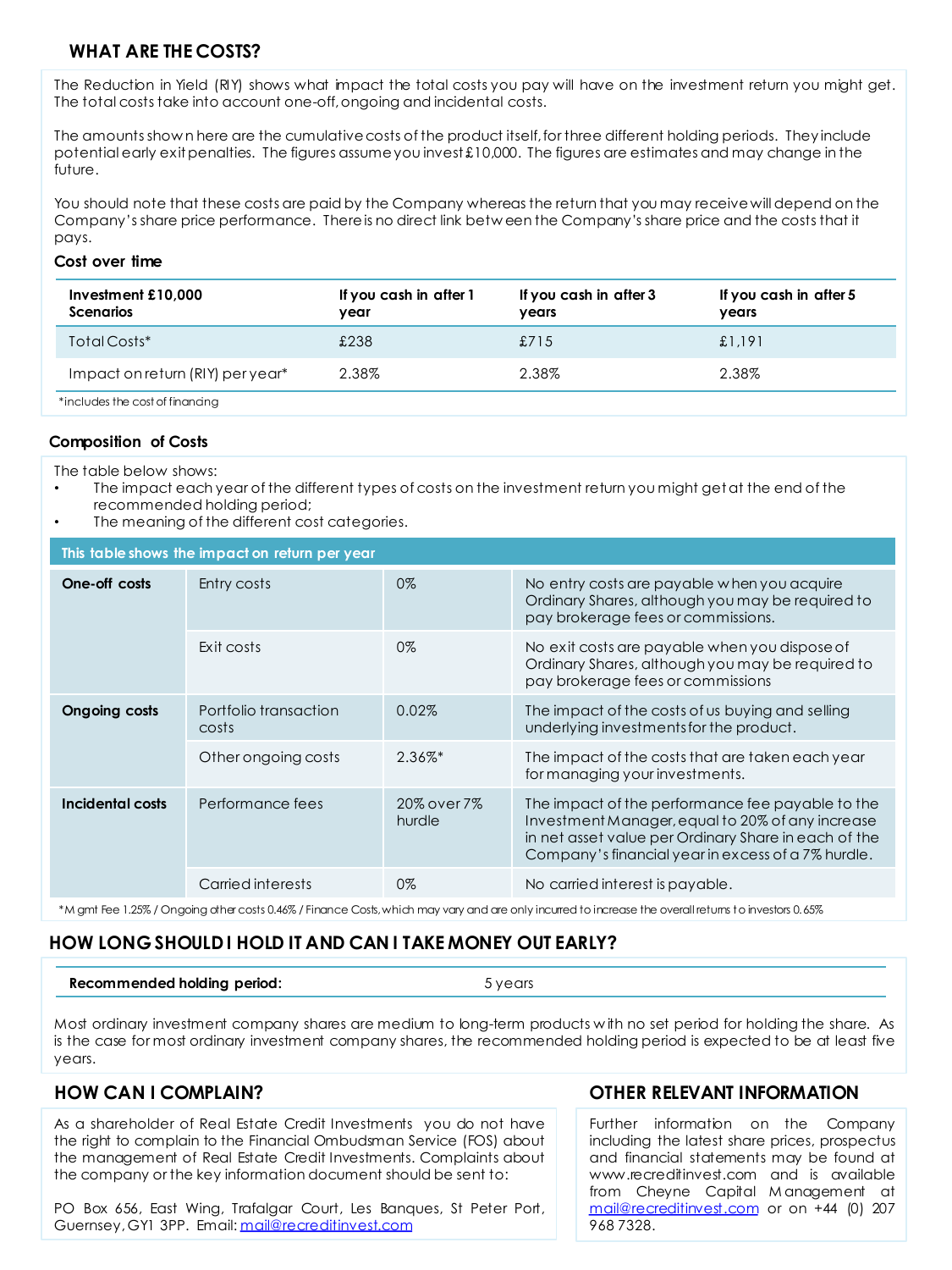## WHAT ARE THE COSTS?

The Reduction in Yield (RIY) shows what impact the total costs you pay will have on the investment return you might get. The total costs take into account one-off, ongoing and incidental costs.

The amounts shown here are the cumulative costs of the product itself, for three different holding periods. They include potential early exit penalties. The figures assume you invest £10,000. The figures are estimates and may change in the future.

You should note that these costs are paid by the Company whereas the return that you may receive will depend on the Company's share price performance. There is no direct link between the Company's share price and the costs that it pays.

### Cost over time

| Investment £10,000 Scenarios | If you cash in after 1 year | If you cash in after 3 years | If you cash in after 5 years |
|---|---|---|---|
| Total Costs* | £238 | £715 | £1,191 |
| Impact on return (RIY) per year* | 2.38% | 2.38% | 2.38% |

*includes the cost of financing

### Composition of Costs

The table below shows:

- The impact each year of the different types of costs on the investment return you might get at the end of the recommended holding period;
- The meaning of the different cost categories.

| This table shows the impact on return per year | | | |
|---|---|---|---|
| **One-off costs** | Entry costs | 0% | No entry costs are payable when you acquire Ordinary Shares, although you may be required to pay brokerage fees or commissions. |
| | Exit costs | 0% | No exit costs are payable when you dispose of Ordinary Shares, although you may be required to pay brokerage fees or commissions |
| **Ongoing costs** | Portfolio transaction costs | 0.02% | The impact of the costs of us buying and selling underlying investments for the product. |
| | Other ongoing costs | 2.36%* | The impact of the costs that are taken each year for managing your investments. |
| **Incidental costs** | Performance fees | 20% over 7% hurdle | The impact of the performance fee payable to the Investment Manager, equal to 20% of any increase in net asset value per Ordinary Share in each of the Company's financial year in excess of a 7% hurdle. |
| | Carried interests | 0% | No carried interest is payable. |

*Mgmt Fee 1.25% / Ongoing other costs 0.46% / Finance Costs, which may vary and are only incurred to increase the overall returns to investors 0.65%

## HOW LONG SHOULD I HOLD IT AND CAN I TAKE MONEY OUT EARLY?

**Recommended holding period:** 5 years

Most ordinary investment company shares are medium to long-term products with no set period for holding the share. As is the case for most ordinary investment company shares, the recommended holding period is expected to be at least five years.

## HOW CAN I COMPLAIN?

As a shareholder of Real Estate Credit Investments you do not have the right to complain to the Financial Ombudsman Service (FOS) about the management of Real Estate Credit Investments. Complaints about the company or the key information document should be sent to:

PO Box 656, East Wing, Trafalgar Court, Les Banques, St Peter Port, Guernsey, GY1 3PP. Email: mail@recreditinvest.com

## OTHER RELEVANT INFORMATION

Further information on the Company including the latest share prices, prospectus and financial statements may be found at www.recreditinvest.com and is available from Cheyne Capital Management at mail@recreditinvest.com or on +44 (0) 207 968 7328.